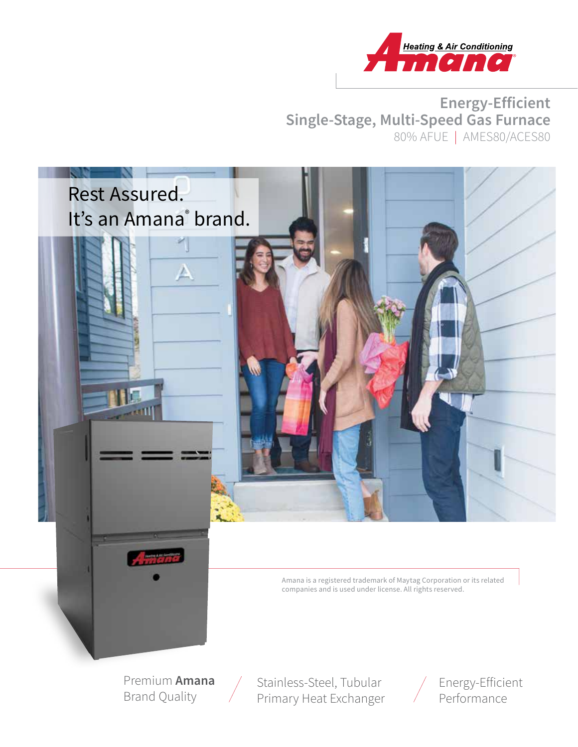Heating & Air Conditioning
Amana

# Energy-Efficient Single-Stage, Multi-Speed Gas Furnace

80% AFUE | AMES80/ACES80

Rest Assured.
It's an Amana® brand.

Amana is a registered trademark of Maytag Corporation or its related companies and is used under license. All rights reserved.

Premium **Amana** Brand Quality

Stainless-Steel, Tubular Primary Heat Exchanger

Energy-Efficient Performance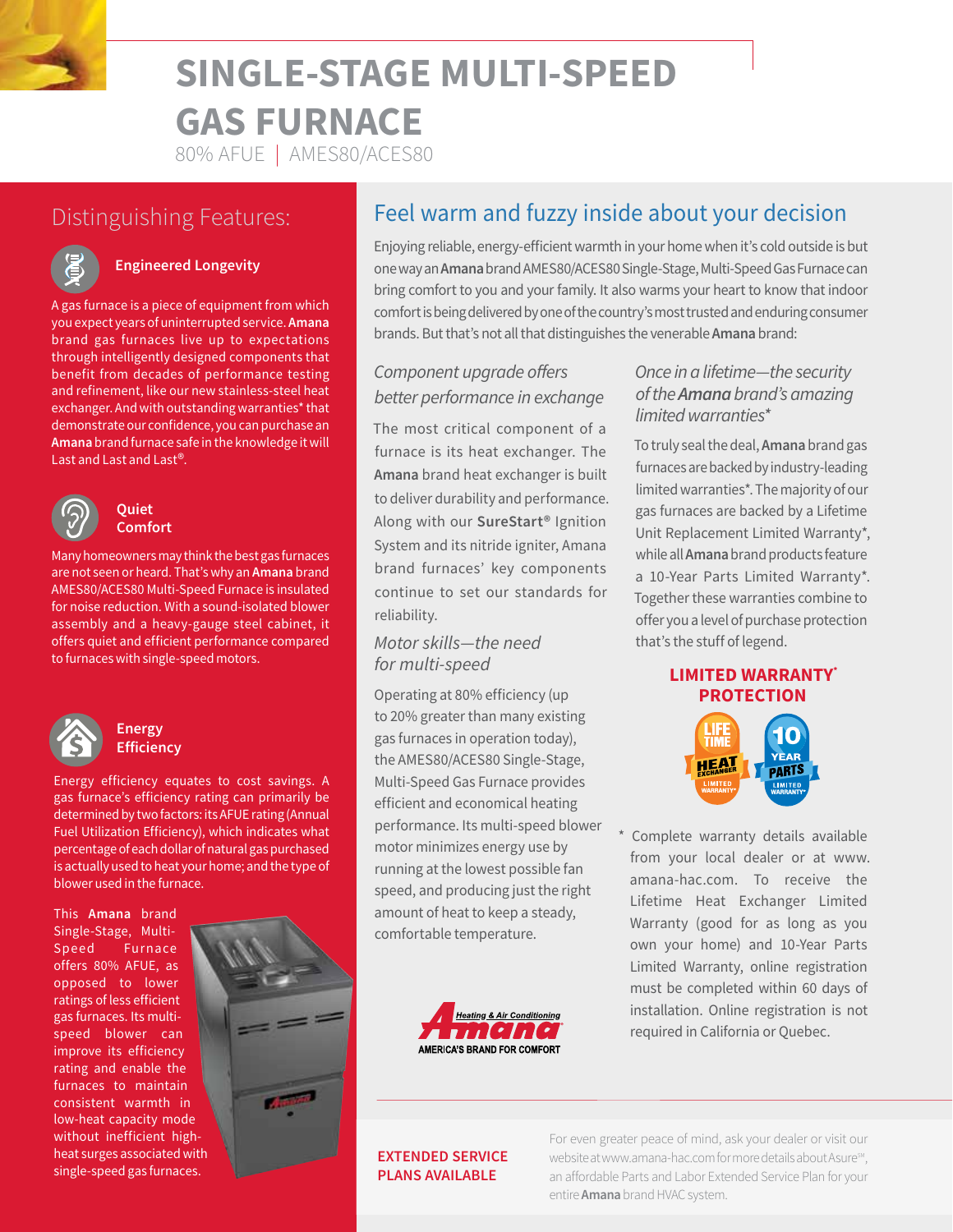# SINGLE-STAGE MULTI-SPEED GAS FURNACE

80% AFUE | AMES80/ACES80

## Distinguishing Features:

### Engineered Longevity

A gas furnace is a piece of equipment from which you expect years of uninterrupted service. **Amana** brand gas furnaces live up to expectations through intelligently designed components that benefit from decades of performance testing and refinement, like our new stainless-steel heat exchanger. And with outstanding warranties* that demonstrate our confidence, you can purchase an **Amana** brand furnace safe in the knowledge it will Last and Last and Last®.

### Quiet Comfort

Many homeowners may think the best gas furnaces are not seen or heard. That's why an **Amana** brand AMES80/ACES80 Multi-Speed Furnace is insulated for noise reduction. With a sound-isolated blower assembly and a heavy-gauge steel cabinet, it offers quiet and efficient performance compared to furnaces with single-speed motors.

### Energy Efficiency

Energy efficiency equates to cost savings. A gas furnace's efficiency rating can primarily be determined by two factors: its AFUE rating (Annual Fuel Utilization Efficiency), which indicates what percentage of each dollar of natural gas purchased is actually used to heat your home; and the type of blower used in the furnace.

This **Amana** brand Single-Stage, Multi-Speed Furnace offers 80% AFUE, as opposed to lower ratings of less efficient gas furnaces. Its multi-speed blower can improve its efficiency rating and enable the furnaces to maintain consistent warmth in low-heat capacity mode without inefficient high-heat surges associated with single-speed gas furnaces.

## Feel warm and fuzzy inside about your decision

Enjoying reliable, energy-efficient warmth in your home when it's cold outside is but one way an **Amana** brand AMES80/ACES80 Single-Stage, Multi-Speed Gas Furnace can bring comfort to you and your family. It also warms your heart to know that indoor comfort is being delivered by one of the country's most trusted and enduring consumer brands. But that's not all that distinguishes the venerable **Amana** brand:

### *Component upgrade offers better performance in exchange*

The most critical component of a furnace is its heat exchanger. The **Amana** brand heat exchanger is built to deliver durability and performance. Along with our **SureStart®** Ignition System and its nitride igniter, Amana brand furnaces' key components continue to set our standards for reliability.

### *Motor skills—the need for multi-speed*

Operating at 80% efficiency (up to 20% greater than many existing gas furnaces in operation today), the AMES80/ACES80 Single-Stage, Multi-Speed Gas Furnace provides efficient and economical heating performance. Its multi-speed blower motor minimizes energy use by running at the lowest possible fan speed, and producing just the right amount of heat to keep a steady, comfortable temperature.

Amana Heating & Air Conditioning — AMERICA'S BRAND FOR COMFORT

### *Once in a lifetime—the security of the **Amana** brand's amazing limited warranties**

To truly seal the deal, **Amana** brand gas furnaces are backed by industry-leading limited warranties*. The majority of our gas furnaces are backed by a Lifetime Unit Replacement Limited Warranty*, while all **Amana** brand products feature a 10-Year Parts Limited Warranty*. Together these warranties combine to offer you a level of purchase protection that's the stuff of legend.

**LIMITED WARRANTY* PROTECTION**

LIFETIME HEAT EXCHANGER LIMITED WARRANTY* | 10 YEAR PARTS LIMITED WARRANTY*

\* Complete warranty details available from your local dealer or at www.amana-hac.com. To receive the Lifetime Heat Exchanger Limited Warranty (good for as long as you own your home) and 10-Year Parts Limited Warranty, online registration must be completed within 60 days of installation. Online registration is not required in California or Quebec.

**EXTENDED SERVICE PLANS AVAILABLE**

For even greater peace of mind, ask your dealer or visit our website at www.amana-hac.com for more details about Asure℠, an affordable Parts and Labor Extended Service Plan for your entire **Amana** brand HVAC system.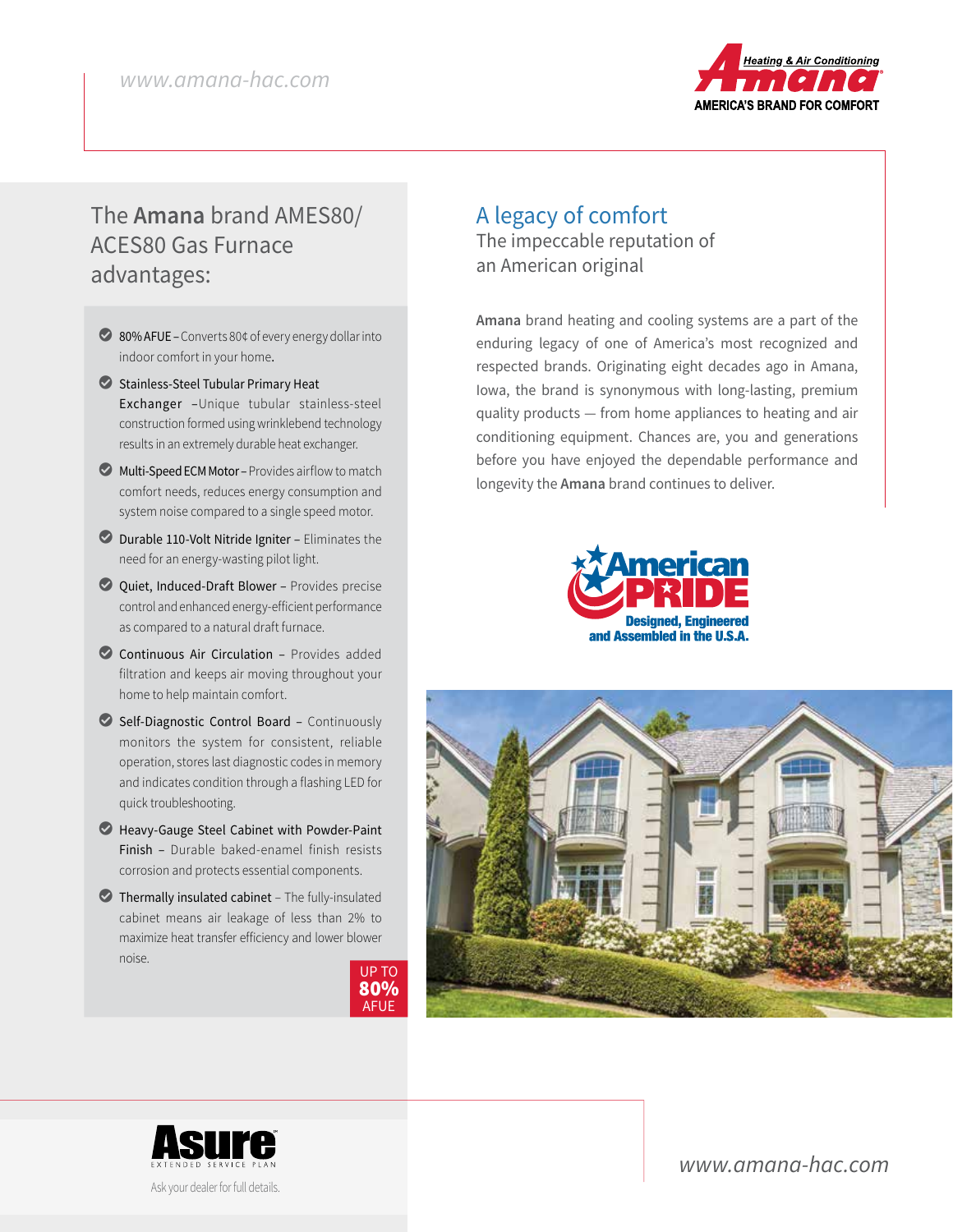www.amana-hac.com

Amana Heating & Air Conditioning — AMERICA'S BRAND FOR COMFORT

## The **Amana** brand AMES80/ ACES80 Gas Furnace advantages:

- **80% AFUE** – Converts 80¢ of every energy dollar into indoor comfort in your home.
- **Stainless-Steel Tubular Primary Heat Exchanger** – Unique tubular stainless-steel construction formed using wrinklebend technology results in an extremely durable heat exchanger.
- **Multi-Speed ECM Motor** – Provides airflow to match comfort needs, reduces energy consumption and system noise compared to a single speed motor.
- **Durable 110-Volt Nitride Igniter** – Eliminates the need for an energy-wasting pilot light.
- **Quiet, Induced-Draft Blower** – Provides precise control and enhanced energy-efficient performance as compared to a natural draft furnace.
- **Continuous Air Circulation** – Provides added filtration and keeps air moving throughout your home to help maintain comfort.
- **Self-Diagnostic Control Board** – Continuously monitors the system for consistent, reliable operation, stores last diagnostic codes in memory and indicates condition through a flashing LED for quick troubleshooting.
- **Heavy-Gauge Steel Cabinet with Powder-Paint Finish** – Durable baked-enamel finish resists corrosion and protects essential components.
- **Thermally insulated cabinet** – The fully-insulated cabinet means air leakage of less than 2% to maximize heat transfer efficiency and lower blower noise.

UP TO **80%** AFUE

## A legacy of comfort

### The impeccable reputation of an American original

**Amana** brand heating and cooling systems are a part of the enduring legacy of one of America's most recognized and respected brands. Originating eight decades ago in Amana, Iowa, the brand is synonymous with long-lasting, premium quality products — from home appliances to heating and air conditioning equipment. Chances are, you and generations before you have enjoyed the dependable performance and longevity the **Amana** brand continues to deliver.

American PRIDE — Designed, Engineered and Assembled in the U.S.A.

Asure™ EXTENDED SERVICE PLAN

Ask your dealer for full details.

www.amana-hac.com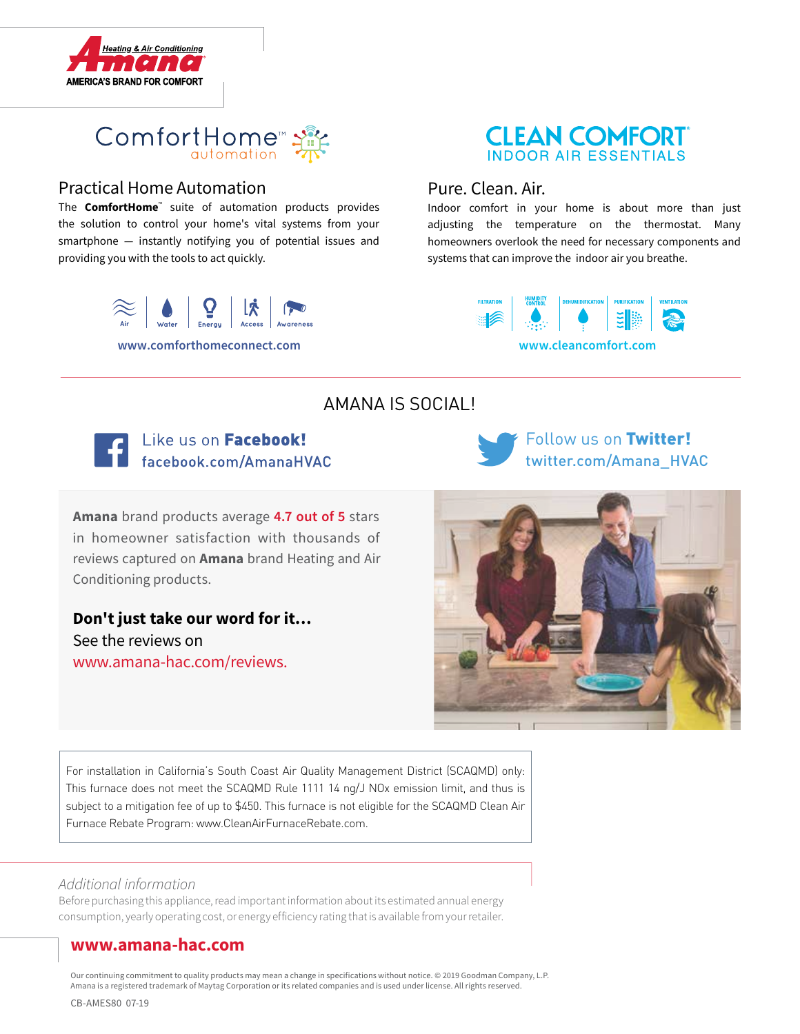Amana Heating & Air Conditioning
AMERICA'S BRAND FOR COMFORT

ComfortHome™ automation

## Practical Home Automation

The **ComfortHome**™ suite of automation products provides the solution to control your home's vital systems from your smartphone — instantly notifying you of potential issues and providing you with the tools to act quickly.

Air | Water | Energy | Access | Awareness

www.comforthomeconnect.com

CLEAN COMFORT® INDOOR AIR ESSENTIALS

## Pure. Clean. Air.

Indoor comfort in your home is about more than just adjusting the temperature on the thermostat. Many homeowners overlook the need for necessary components and systems that can improve the indoor air you breathe.

FILTRATION | HUMIDITY CONTROL | DEHUMIDIFICATION | PURIFICATION | VENTILATION

www.cleancomfort.com

## AMANA IS SOCIAL!

Like us on **Facebook!**
facebook.com/AmanaHVAC

Follow us on **Twitter!**
twitter.com/Amana_HVAC

**Amana** brand products average **4.7 out of 5** stars in homeowner satisfaction with thousands of reviews captured on **Amana** brand Heating and Air Conditioning products.

**Don't just take our word for it...**
See the reviews on
www.amana-hac.com/reviews.

For installation in California's South Coast Air Quality Management District (SCAQMD) only: This furnace does not meet the SCAQMD Rule 1111 14 ng/J NOx emission limit, and thus is subject to a mitigation fee of up to $450. This furnace is not eligible for the SCAQMD Clean Air Furnace Rebate Program: www.CleanAirFurnaceRebate.com.

*Additional information*

Before purchasing this appliance, read important information about its estimated annual energy consumption, yearly operating cost, or energy efficiency rating that is available from your retailer.

**www.amana-hac.com**

Our continuing commitment to quality products may mean a change in specifications without notice. © 2019 Goodman Company, L.P.
Amana is a registered trademark of Maytag Corporation or its related companies and is used under license. All rights reserved.

CB-AMES80 07-19